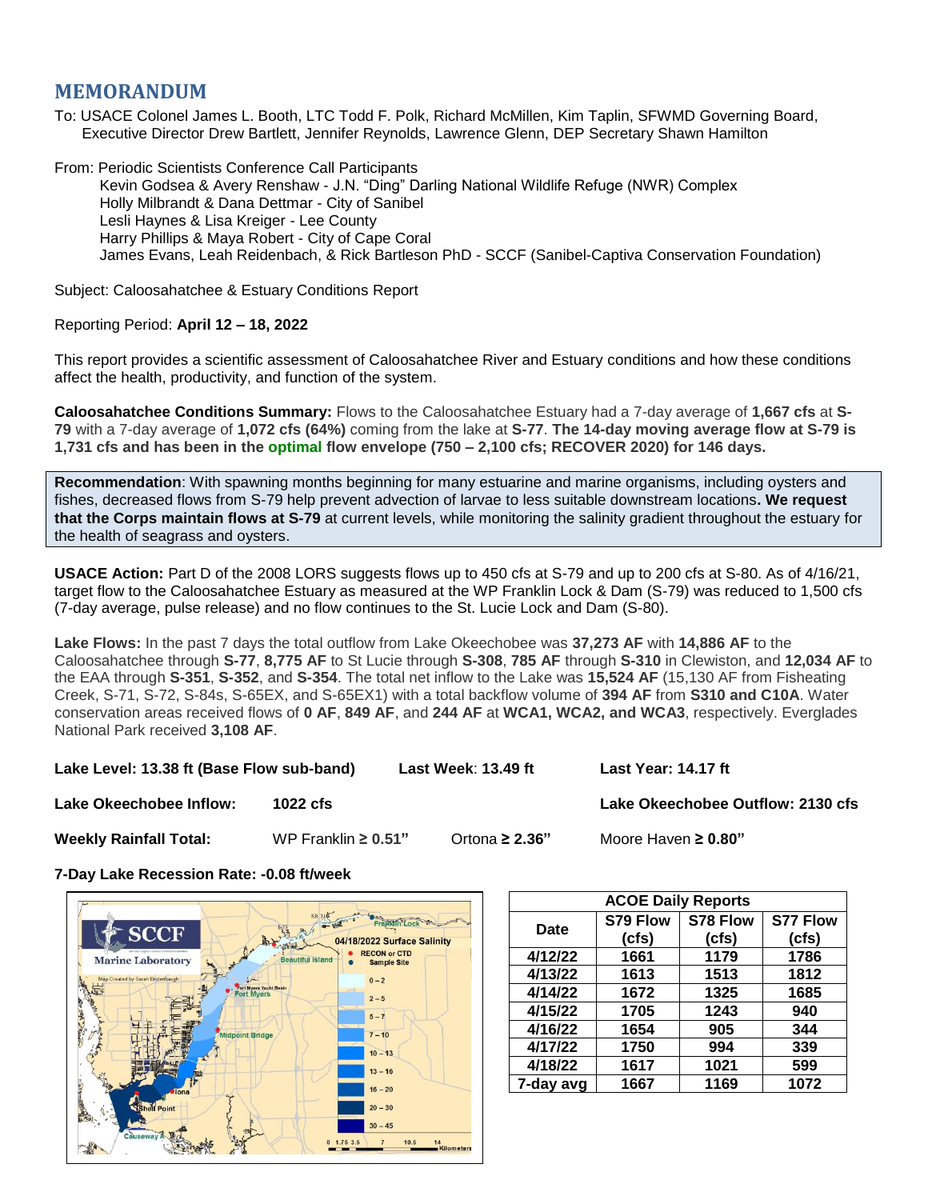# MEMORANDUM

To: USACE Colonel James L. Booth, LTC Todd F. Polk, Richard McMillen, Kim Taplin, SFWMD Governing Board, Executive Director Drew Bartlett, Jennifer Reynolds, Lawrence Glenn, DEP Secretary Shawn Hamilton

From: Periodic Scientists Conference Call Participants
- Kevin Godsea & Avery Renshaw - J.N. "Ding" Darling National Wildlife Refuge (NWR) Complex
- Holly Milbrandt & Dana Dettmar - City of Sanibel
- Lesli Haynes & Lisa Kreiger - Lee County
- Harry Phillips & Maya Robert - City of Cape Coral
- James Evans, Leah Reidenbach, & Rick Bartleson PhD - SCCF (Sanibel-Captiva Conservation Foundation)

Subject: Caloosahatchee & Estuary Conditions Report

Reporting Period: **April 12 – 18, 2022**

This report provides a scientific assessment of Caloosahatchee River and Estuary conditions and how these conditions affect the health, productivity, and function of the system.

**Caloosahatchee Conditions Summary:** Flows to the Caloosahatchee Estuary had a 7-day average of **1,667 cfs** at **S-79** with a 7-day average of **1,072 cfs (64%)** coming from the lake at **S-77**. **The 14-day moving average flow at S-79 is 1,731 cfs and has been in the optimal flow envelope (750 – 2,100 cfs; RECOVER 2020) for 146 days.**

**Recommendation**: With spawning months beginning for many estuarine and marine organisms, including oysters and fishes, decreased flows from S-79 help prevent advection of larvae to less suitable downstream locations**. We request that the Corps maintain flows at S-79** at current levels, while monitoring the salinity gradient throughout the estuary for the health of seagrass and oysters.

**USACE Action:** Part D of the 2008 LORS suggests flows up to 450 cfs at S-79 and up to 200 cfs at S-80. As of 4/16/21, target flow to the Caloosahatchee Estuary as measured at the WP Franklin Lock & Dam (S-79) was reduced to 1,500 cfs (7-day average, pulse release) and no flow continues to the St. Lucie Lock and Dam (S-80).

**Lake Flows:** In the past 7 days the total outflow from Lake Okeechobee was **37,273 AF** with **14,886 AF** to the Caloosahatchee through **S-77**, **8,775 AF** to St Lucie through **S-308**, **785 AF** through **S-310** in Clewiston, and **12,034 AF** to the EAA through **S-351**, **S-352**, and **S-354**. The total net inflow to the Lake was **15,524 AF** (15,130 AF from Fisheating Creek, S-71, S-72, S-84s, S-65EX, and S-65EX1) with a total backflow volume of **394 AF** from **S310 and C10A**. Water conservation areas received flows of **0 AF**, **849 AF**, and **244 AF** at **WCA1, WCA2, and WCA3**, respectively. Everglades National Park received **3,108 AF**.

**Lake Level: 13.38 ft (Base Flow sub-band)** | **Last Week**: **13.49 ft** | **Last Year: 14.17 ft**

**Lake Okeechobee Inflow:** **1022 cfs** | **Lake Okeechobee Outflow: 2130 cfs**

**Weekly Rainfall Total:** WP Franklin **≥ 0.51"** | Ortona **≥ 2.36"** | Moore Haven **≥ 0.80"**

**7-Day Lake Recession Rate: -0.08 ft/week**

SCCF Marine Laboratory — 04/18/2022 Surface Salinity (Map Created by Sarah Bredenbaugh). Legend: RECON or CTD Sample Site; 0 – 2; 2 – 5; 5 – 7; 7 – 10; 10 – 13; 13 – 16; 16 – 20; 20 – 30; 30 – 45. Sites: Franklin Lock, Beautiful Island, Fort Myers Yacht Basin, Fort Myers, Midpoint Bridge, Iona, Shell Point, Causeway. Scale: 0 1.75 3.5 7 10.5 14 Kilometers

| ACOE Daily Reports | | | |
|---|---|---|---|
| **Date** | **S79 Flow (cfs)** | **S78 Flow (cfs)** | **S77 Flow (cfs)** |
| **4/12/22** | 1661 | 1179 | 1786 |
| **4/13/22** | 1613 | 1513 | 1812 |
| **4/14/22** | 1672 | 1325 | 1685 |
| **4/15/22** | 1705 | 1243 | 940 |
| **4/16/22** | 1654 | 905 | 344 |
| **4/17/22** | 1750 | 994 | 339 |
| **4/18/22** | 1617 | 1021 | 599 |
| **7-day avg** | **1667** | **1169** | **1072** |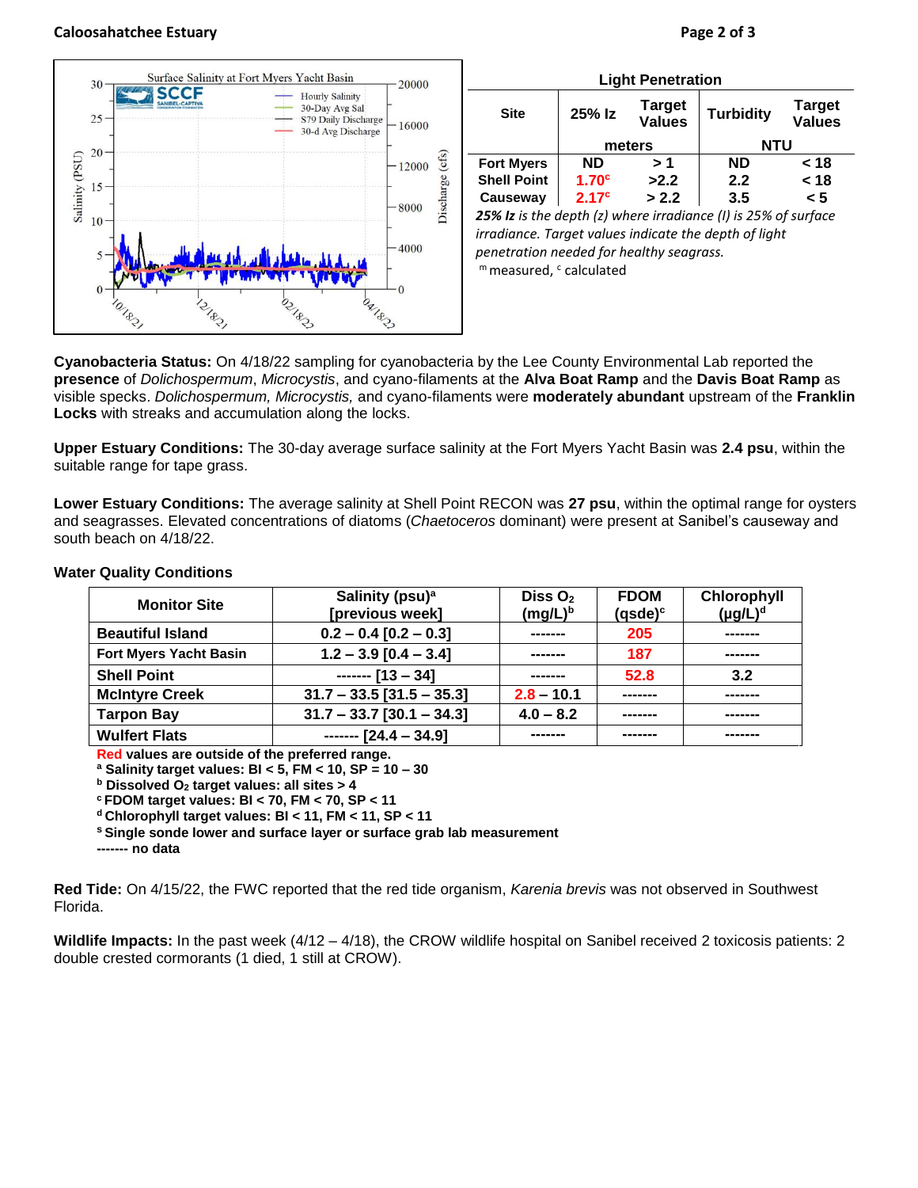## Light Penetration

| Site | 25% Iz | Target Values | Turbidity | Target Values |
|---|---|---|---|---|
| | meters | | NTU | |
| Fort Myers | ND | > 1 | ND | < 18 |
| Shell Point | 1.70[c] | >2.2 | 2.2 | < 18 |
| Causeway | 2.17[c] | > 2.2 | 3.5 | < 5 |

***25% Iz** is the depth (z) where irradiance (I) is 25% of surface irradiance. Target values indicate the depth of light penetration needed for healthy seagrass.*

[m] measured, [c] calculated

**Cyanobacteria Status:** On 4/18/22 sampling for cyanobacteria by the Lee County Environmental Lab reported the **presence** of *Dolichospermum*, *Microcystis*, and cyano-filaments at the **Alva Boat Ramp** and the **Davis Boat Ramp** as visible specks. *Dolichospermum, Microcystis,* and cyano-filaments were **moderately abundant** upstream of the **Franklin Locks** with streaks and accumulation along the locks.

**Upper Estuary Conditions:** The 30-day average surface salinity at the Fort Myers Yacht Basin was **2.4 psu**, within the suitable range for tape grass.

**Lower Estuary Conditions:** The average salinity at Shell Point RECON was **27 psu**, within the optimal range for oysters and seagrasses. Elevated concentrations of diatoms (*Chaetoceros* dominant) were present at Sanibel's causeway and south beach on 4/18/22.

### Water Quality Conditions

| Monitor Site | Salinity (psu)[a] [previous week] | Diss $O_2$ (mg/L)[b] | FDOM (qsde)[c] | Chlorophyll (µg/L)[d] |
|---|---|---|---|---|
| Beautiful Island | 0.2 – 0.4 [0.2 – 0.3] | ------- | 205 | ------- |
| Fort Myers Yacht Basin | 1.2 – 3.9 [0.4 – 3.4] | ------- | 187 | ------- |
| Shell Point | ------- [13 – 34] | ------- | 52.8 | 3.2 |
| McIntyre Creek | 31.7 – 33.5 [31.5 – 35.3] | 2.8 – 10.1 | ------- | ------- |
| Tarpon Bay | 31.7 – 33.7 [30.1 – 34.3] | 4.0 – 8.2 | ------- | ------- |
| Wulfert Flats | ------- [24.4 – 34.9] | ------- | ------- | ------- |

**Red values are outside of the preferred range.**
**[a] Salinity target values: BI < 5, FM < 10, SP = 10 – 30**
**[b] Dissolved $O_2$ target values: all sites > 4**
**[c] FDOM target values: BI < 70, FM < 70, SP < 11**
**[d] Chlorophyll target values: BI < 11, FM < 11, SP < 11**
**[s] Single sonde lower and surface layer or surface grab lab measurement**
**------- no data**

**Red Tide:** On 4/15/22, the FWC reported that the red tide organism, *Karenia brevis* was not observed in Southwest Florida.

**Wildlife Impacts:** In the past week (4/12 – 4/18), the CROW wildlife hospital on Sanibel received 2 toxicosis patients: 2 double crested cormorants (1 died, 1 still at CROW).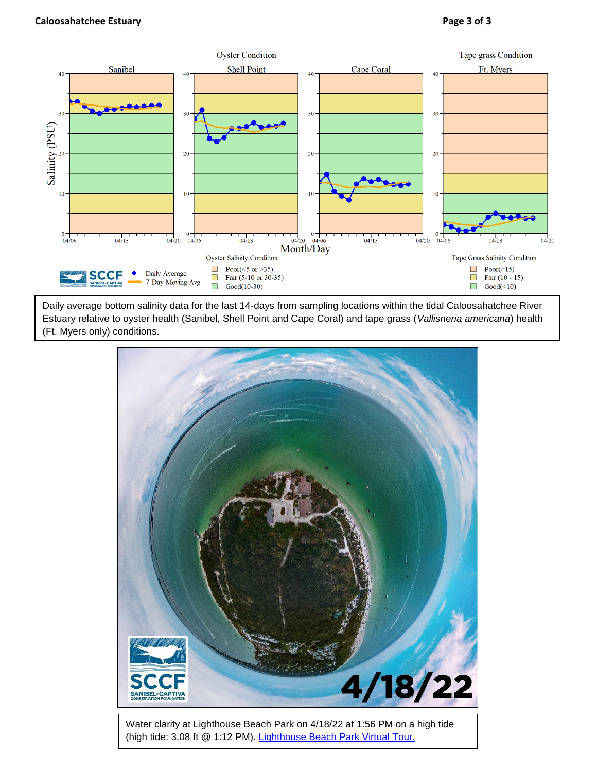Oyster Condition

Tape grass Condition

Sanibel

Shell Point

Cape Coral

Ft. Myers

Salinity (PSU)

40
30
20
10
0

04/06
04/13
04/20

Month/Day

Oyster Salinity Condition
Poor(<5 or >35)
Fair (5-10 or 30-35)
Good(10-30)

Tape Grass Salinity Condition
Poor(>15)
Fair (10 - 15)
Good(<10)

SCCF SANIBEL-CAPTIVA CONSERVATION FOUNDATION

Daily Average
7-Day Moving Avg

Daily average bottom salinity data for the last 14-days from sampling locations within the tidal Caloosahatchee River Estuary relative to oyster health (Sanibel, Shell Point and Cape Coral) and tape grass (*Vallisneria americana*) health (Ft. Myers only) conditions.

SCCF SANIBEL-CAPTIVA CONSERVATION FOUNDATION

4/18/22

Water clarity at Lighthouse Beach Park on 4/18/22 at 1:56 PM on a high tide (high tide: 3.08 ft @ 1:12 PM). Lighthouse Beach Park Virtual Tour.